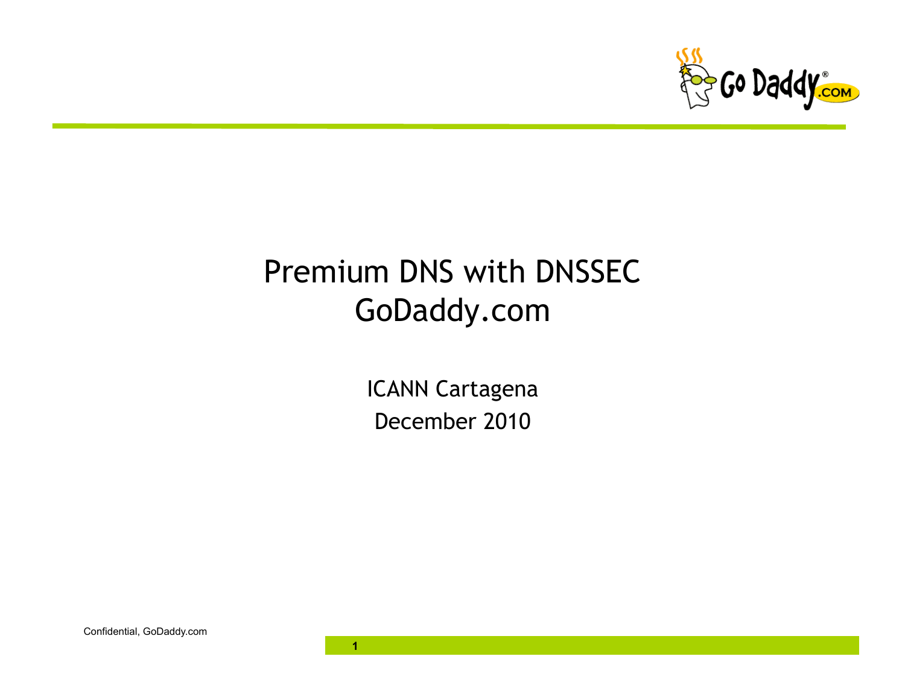# Premium DNS with DNSSEC
# GoDaddy.com

ICANN Cartagena

December 2010

Confidential, GoDaddy.com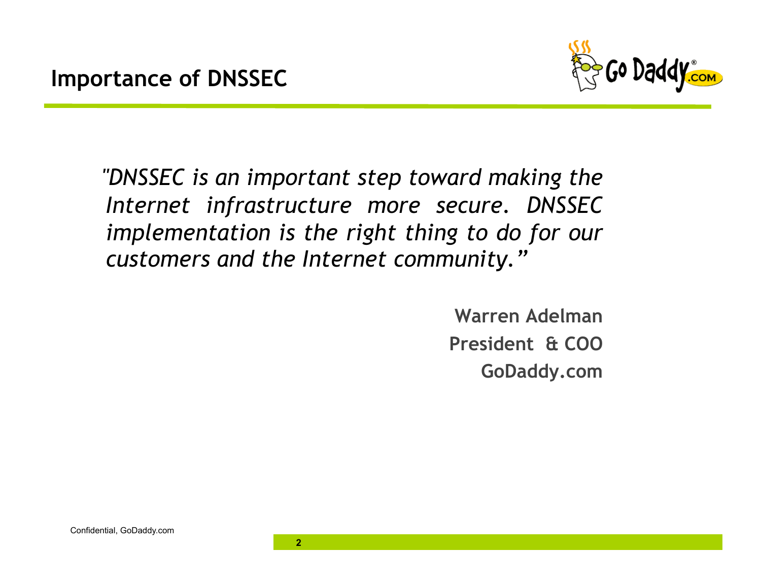## Importance of DNSSEC

*"DNSSEC is an important step toward making the Internet infrastructure more secure. DNSSEC implementation is the right thing to do for our customers and the Internet community."*

**Warren Adelman**
**President & COO**
**GoDaddy.com**

Confidential, GoDaddy.com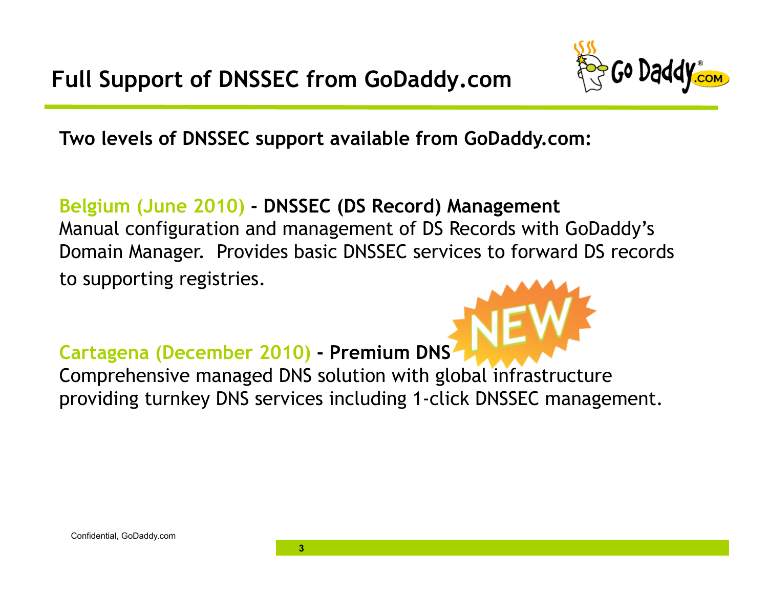# Full Support of DNSSEC from GoDaddy.com

**Two levels of DNSSEC support available from GoDaddy.com:**

**Belgium (June 2010) - DNSSEC (DS Record) Management**
Manual configuration and management of DS Records with GoDaddy's Domain Manager. Provides basic DNSSEC services to forward DS records to supporting registries.

**Cartagena (December 2010) - Premium DNS**
Comprehensive managed DNS solution with global infrastructure providing turnkey DNS services including 1-click DNSSEC management.

Confidential, GoDaddy.com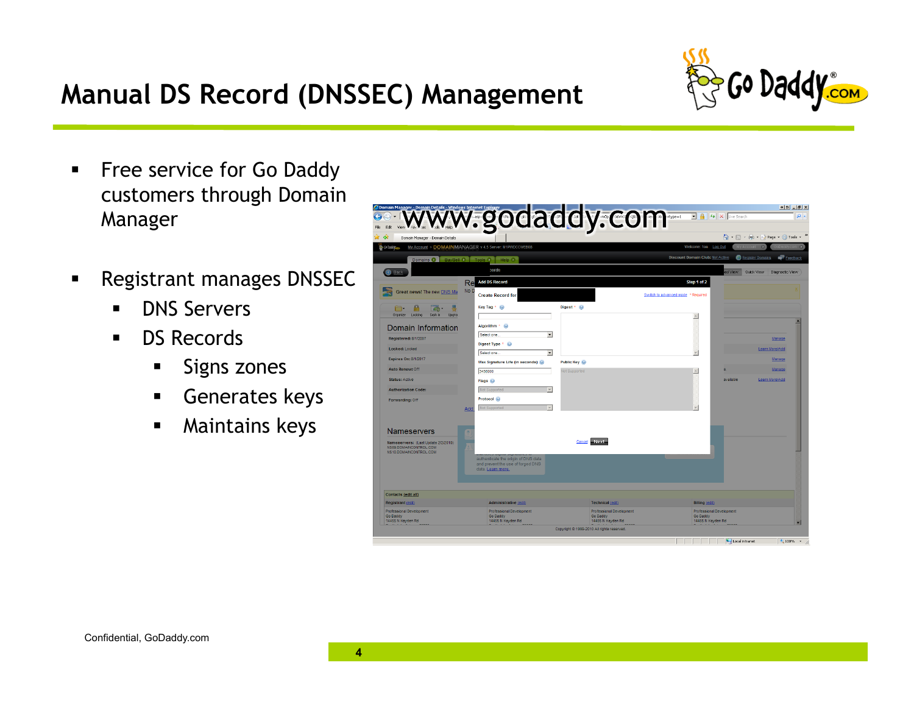# Manual DS Record (DNSSEC) Management

- Free service for Go Daddy customers through Domain Manager
- Registrant manages DNSSEC
  - DNS Servers
  - DS Records
    - Signs zones
    - Generates keys
    - Maintains keys

www.godaddy.com

Confidential, GoDaddy.com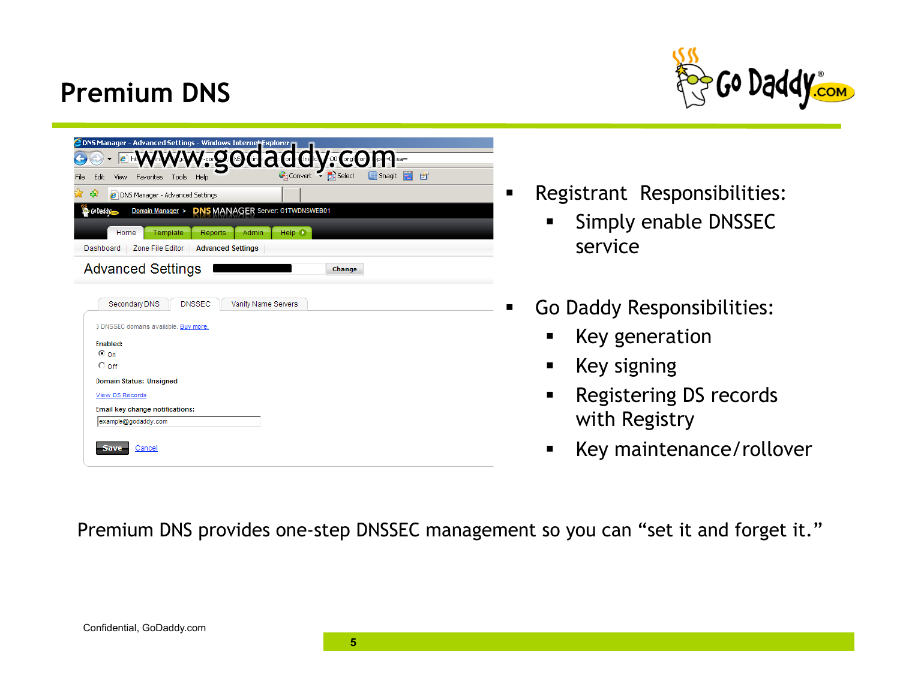# Premium DNS

- Registrant Responsibilities:
  - Simply enable DNSSEC service
- Go Daddy Responsibilities:
  - Key generation
  - Key signing
  - Registering DS records with Registry
  - Key maintenance/rollover

Premium DNS provides one-step DNSSEC management so you can "set it and forget it."

Confidential, GoDaddy.com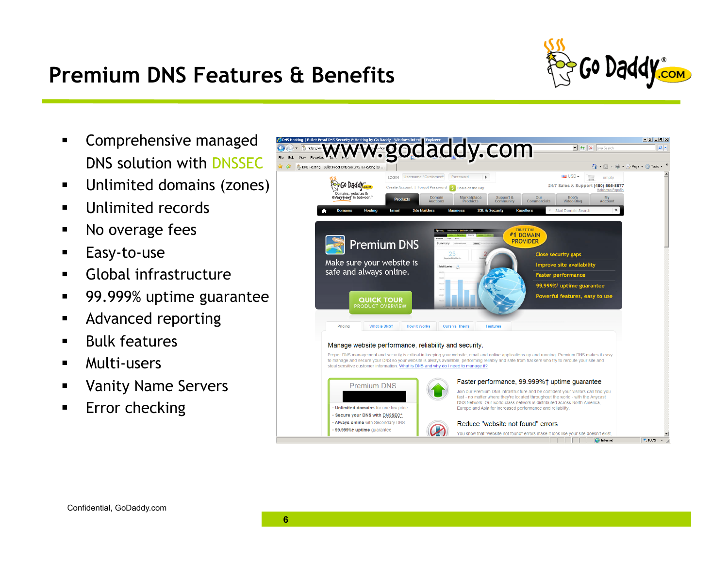# Premium DNS Features & Benefits

- Comprehensive managed DNS solution with DNSSEC
- Unlimited domains (zones)
- Unlimited records
- No overage fees
- Easy-to-use
- Global infrastructure
- 99.999% uptime guarantee
- Advanced reporting
- Bulk features
- Multi-users
- Vanity Name Servers
- Error checking

www.godaddy.com

Confidential, GoDaddy.com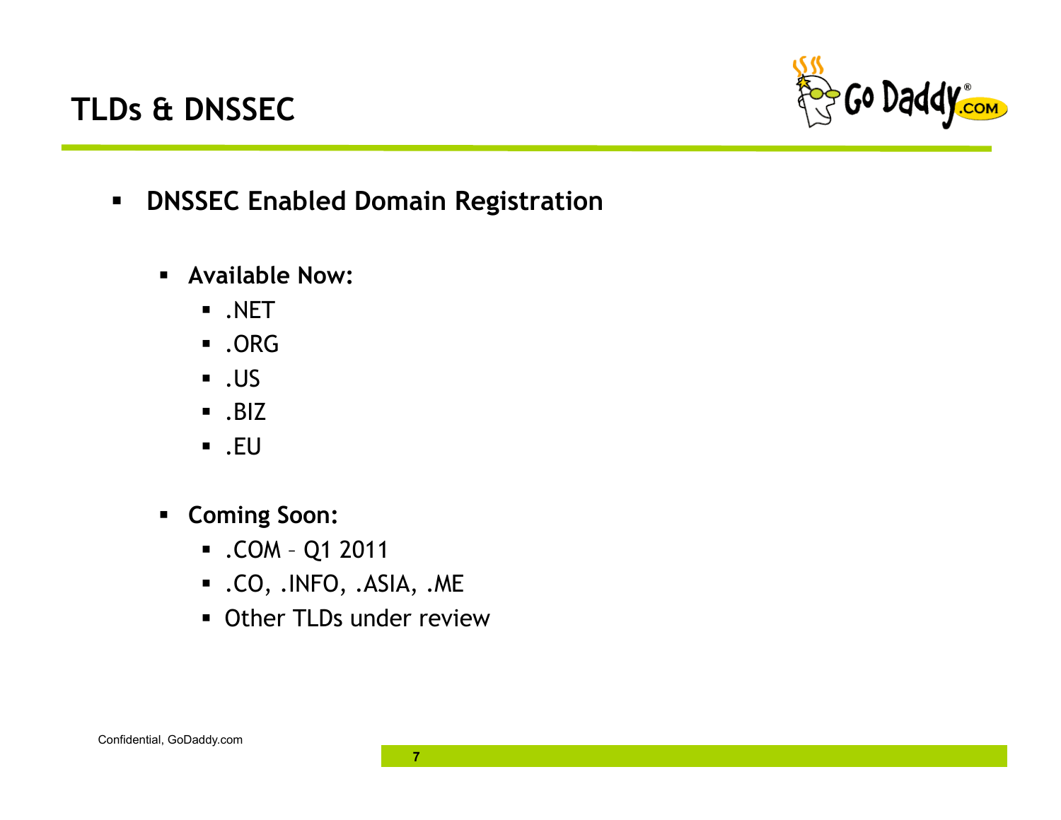# TLDs & DNSSEC

- **DNSSEC Enabled Domain Registration**
  - **Available Now:**
    - .NET
    - .ORG
    - .US
    - .BIZ
    - .EU
  - **Coming Soon:**
    - .COM – Q1 2011
    - .CO, .INFO, .ASIA, .ME
    - Other TLDs under review

Confidential, GoDaddy.com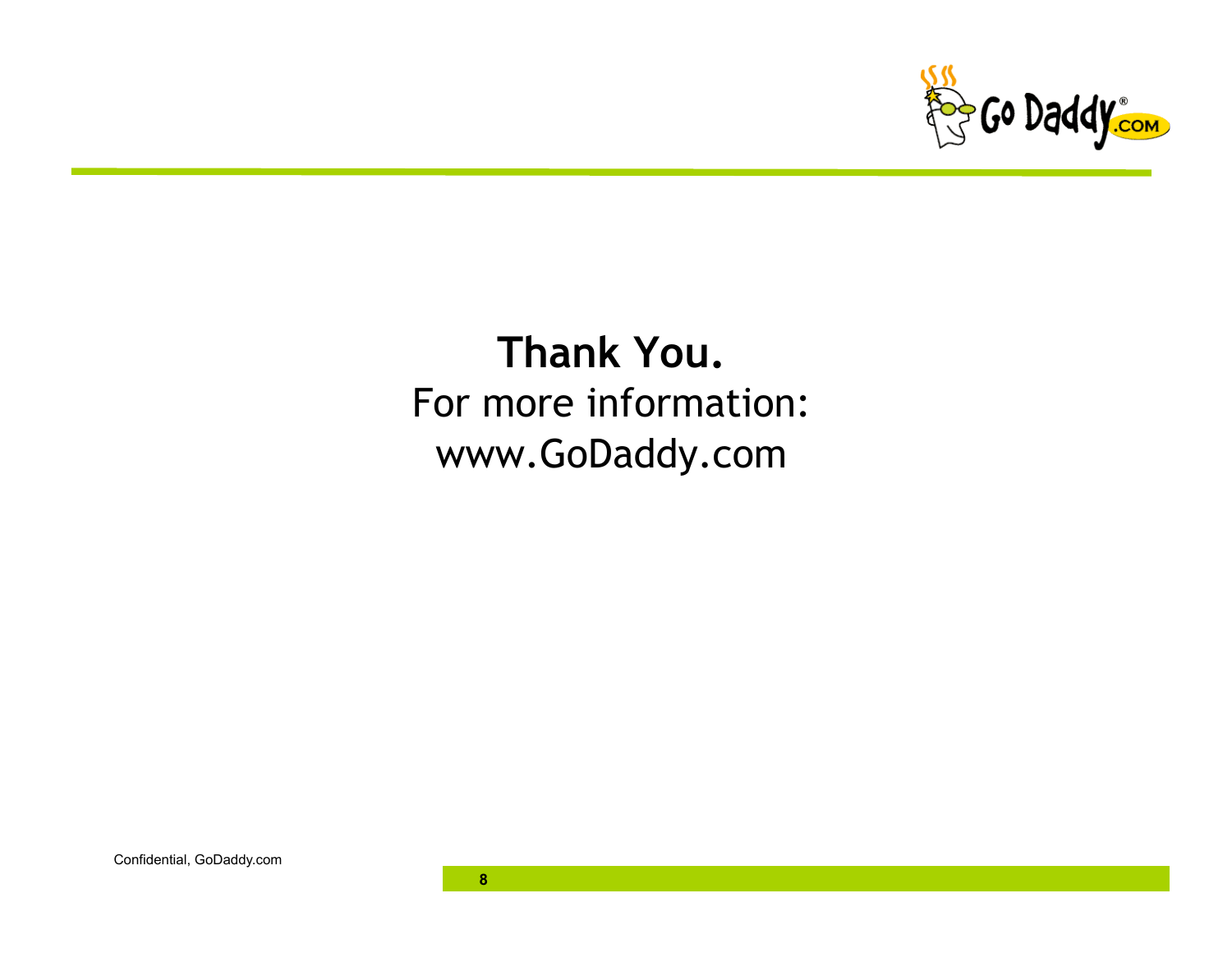**Thank You.**

For more information:

www.GoDaddy.com